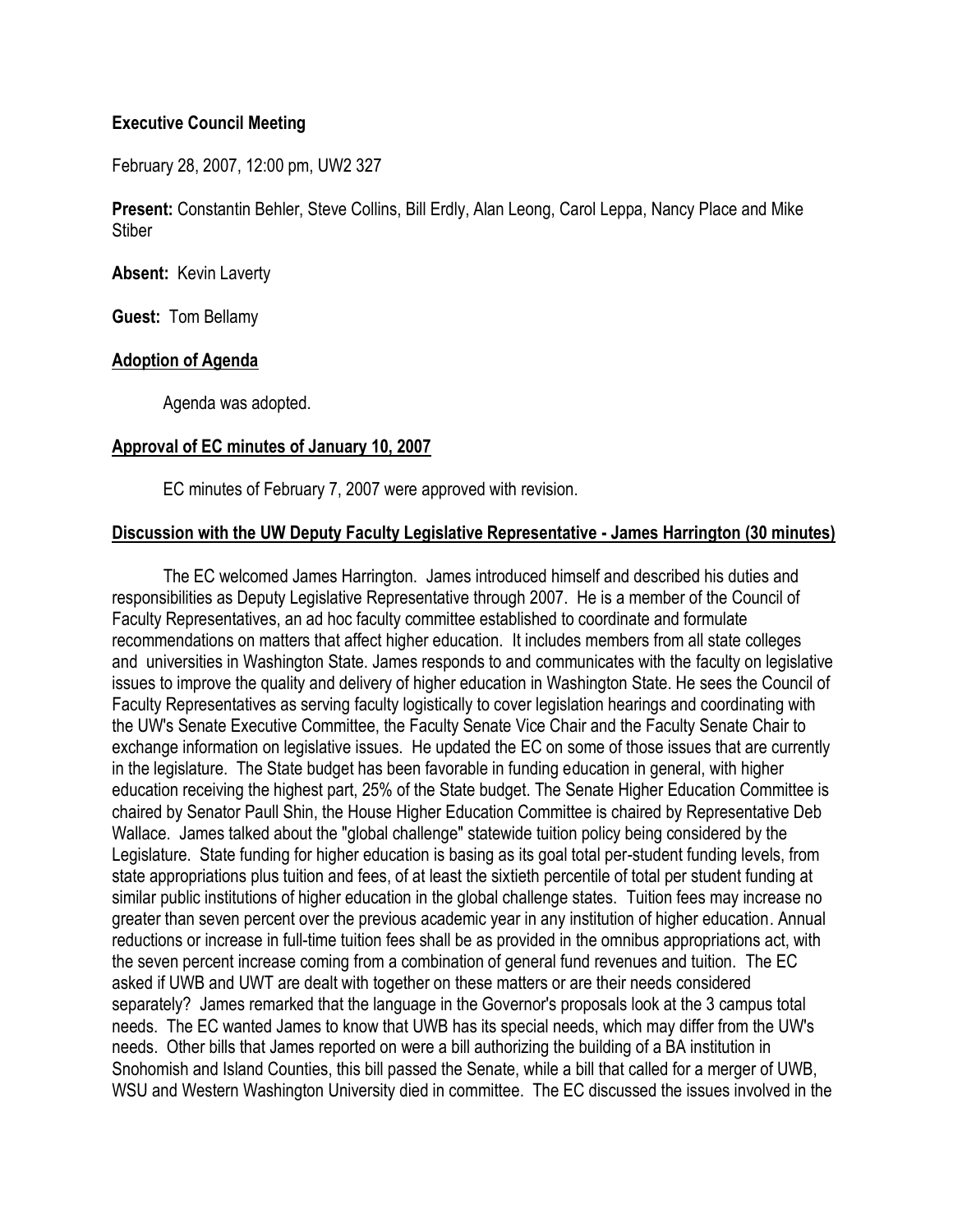**Executive Council Meeting**

February 28, 2007, 12:00 pm, UW2 327

**Present:** Constantin Behler, Steve Collins, Bill Erdly, Alan Leong, Carol Leppa, Nancy Place and Mike Stiber

**Absent:** Kevin Laverty

**Guest:** Tom Bellamy

**Adoption of Agenda**

Agenda was adopted.

**Approval of EC minutes of January 10, 2007**

EC minutes of February 7, 2007 were approved with revision.

**Discussion with the UW Deputy Faculty Legislative Representative - James Harrington (30 minutes)**

The EC welcomed James Harrington. James introduced himself and described his duties and responsibilities as Deputy Legislative Representative through 2007. He is a member of the Council of Faculty Representatives, an ad hoc faculty committee established to coordinate and formulate recommendations on matters that affect higher education. It includes members from all state colleges and universities in Washington State. James responds to and communicates with the faculty on legislative issues to improve the quality and delivery of higher education in Washington State. He sees the Council of Faculty Representatives as serving faculty logistically to cover legislation hearings and coordinating with the UW's Senate Executive Committee, the Faculty Senate Vice Chair and the Faculty Senate Chair to exchange information on legislative issues. He updated the EC on some of those issues that are currently in the legislature. The State budget has been favorable in funding education in general, with higher education receiving the highest part, 25% of the State budget. The Senate Higher Education Committee is chaired by Senator Paull Shin, the House Higher Education Committee is chaired by Representative Deb Wallace. James talked about the "global challenge" statewide tuition policy being considered by the Legislature. State funding for higher education is basing as its goal total per-student funding levels, from state appropriations plus tuition and fees, of at least the sixtieth percentile of total per student funding at similar public institutions of higher education in the global challenge states. Tuition fees may increase no greater than seven percent over the previous academic year in any institution of higher education. Annual reductions or increase in full-time tuition fees shall be as provided in the omnibus appropriations act, with the seven percent increase coming from a combination of general fund revenues and tuition. The EC asked if UWB and UWT are dealt with together on these matters or are their needs considered separately? James remarked that the language in the Governor's proposals look at the 3 campus total needs. The EC wanted James to know that UWB has its special needs, which may differ from the UW's needs. Other bills that James reported on were a bill authorizing the building of a BA institution in Snohomish and Island Counties, this bill passed the Senate, while a bill that called for a merger of UWB, WSU and Western Washington University died in committee. The EC discussed the issues involved in the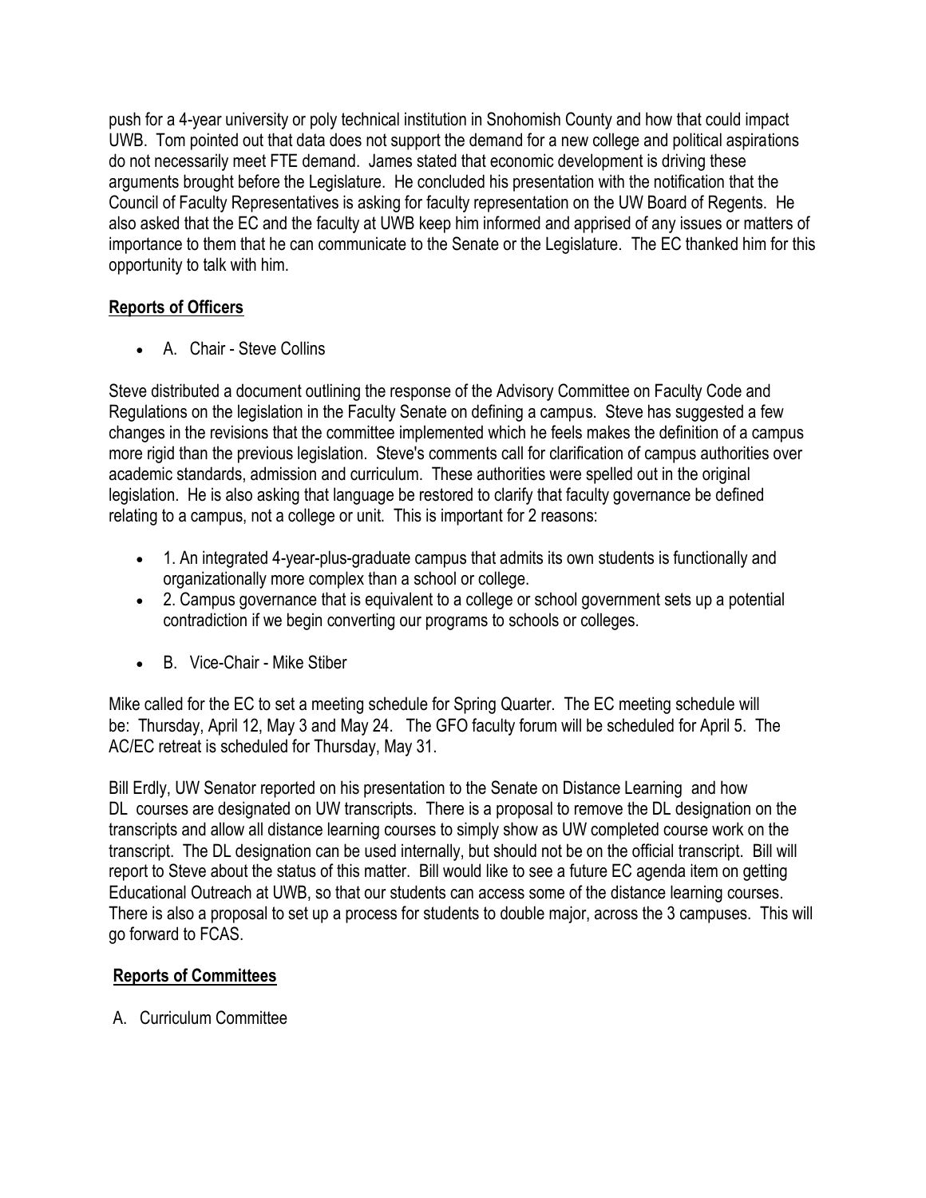push for a 4-year university or poly technical institution in Snohomish County and how that could impact UWB. Tom pointed out that data does not support the demand for a new college and political aspirations do not necessarily meet FTE demand. James stated that economic development is driving these arguments brought before the Legislature. He concluded his presentation with the notification that the Council of Faculty Representatives is asking for faculty representation on the UW Board of Regents. He also asked that the EC and the faculty at UWB keep him informed and apprised of any issues or matters of importance to them that he can communicate to the Senate or the Legislature. The EC thanked him for this opportunity to talk with him.

## **Reports of Officers**

- A. Chair - Steve Collins

Steve distributed a document outlining the response of the Advisory Committee on Faculty Code and Regulations on the legislation in the Faculty Senate on defining a campus. Steve has suggested a few changes in the revisions that the committee implemented which he feels makes the definition of a campus more rigid than the previous legislation. Steve's comments call for clarification of campus authorities over academic standards, admission and curriculum. These authorities were spelled out in the original legislation. He is also asking that language be restored to clarify that faculty governance be defined relating to a campus, not a college or unit. This is important for 2 reasons:

- 1. An integrated 4-year-plus-graduate campus that admits its own students is functionally and organizationally more complex than a school or college.
- 2. Campus governance that is equivalent to a college or school government sets up a potential contradiction if we begin converting our programs to schools or colleges.

- B. Vice-Chair - Mike Stiber

Mike called for the EC to set a meeting schedule for Spring Quarter. The EC meeting schedule will be: Thursday, April 12, May 3 and May 24. The GFO faculty forum will be scheduled for April 5. The AC/EC retreat is scheduled for Thursday, May 31.

Bill Erdly, UW Senator reported on his presentation to the Senate on Distance Learning and how DL courses are designated on UW transcripts. There is a proposal to remove the DL designation on the transcripts and allow all distance learning courses to simply show as UW completed course work on the transcript. The DL designation can be used internally, but should not be on the official transcript. Bill will report to Steve about the status of this matter. Bill would like to see a future EC agenda item on getting Educational Outreach at UWB, so that our students can access some of the distance learning courses. There is also a proposal to set up a process for students to double major, across the 3 campuses. This will go forward to FCAS.

## **Reports of Committees**

A. Curriculum Committee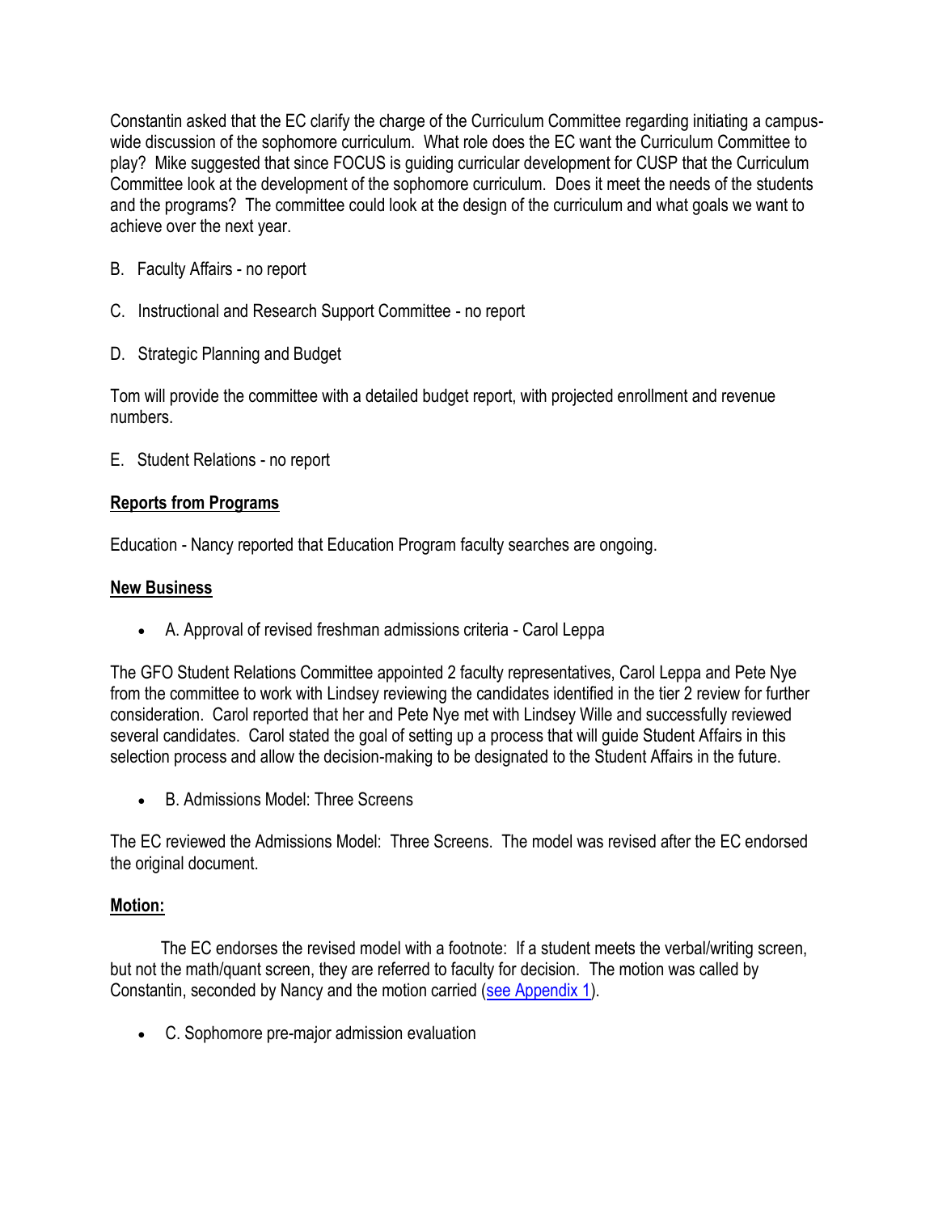Constantin asked that the EC clarify the charge of the Curriculum Committee regarding initiating a campus-wide discussion of the sophomore curriculum. What role does the EC want the Curriculum Committee to play? Mike suggested that since FOCUS is guiding curricular development for CUSP that the Curriculum Committee look at the development of the sophomore curriculum. Does it meet the needs of the students and the programs? The committee could look at the design of the curriculum and what goals we want to achieve over the next year.

B. Faculty Affairs - no report

C. Instructional and Research Support Committee - no report

D. Strategic Planning and Budget

Tom will provide the committee with a detailed budget report, with projected enrollment and revenue numbers.

E. Student Relations - no report

## Reports from Programs

Education - Nancy reported that Education Program faculty searches are ongoing.

## New Business

- A. Approval of revised freshman admissions criteria - Carol Leppa

The GFO Student Relations Committee appointed 2 faculty representatives, Carol Leppa and Pete Nye from the committee to work with Lindsey reviewing the candidates identified in the tier 2 review for further consideration. Carol reported that her and Pete Nye met with Lindsey Wille and successfully reviewed several candidates. Carol stated the goal of setting up a process that will guide Student Affairs in this selection process and allow the decision-making to be designated to the Student Affairs in the future.

- B. Admissions Model: Three Screens

The EC reviewed the Admissions Model: Three Screens. The model was revised after the EC endorsed the original document.

## Motion:

The EC endorses the revised model with a footnote: If a student meets the verbal/writing screen, but not the math/quant screen, they are referred to faculty for decision. The motion was called by Constantin, seconded by Nancy and the motion carried (see Appendix 1).

- C. Sophomore pre-major admission evaluation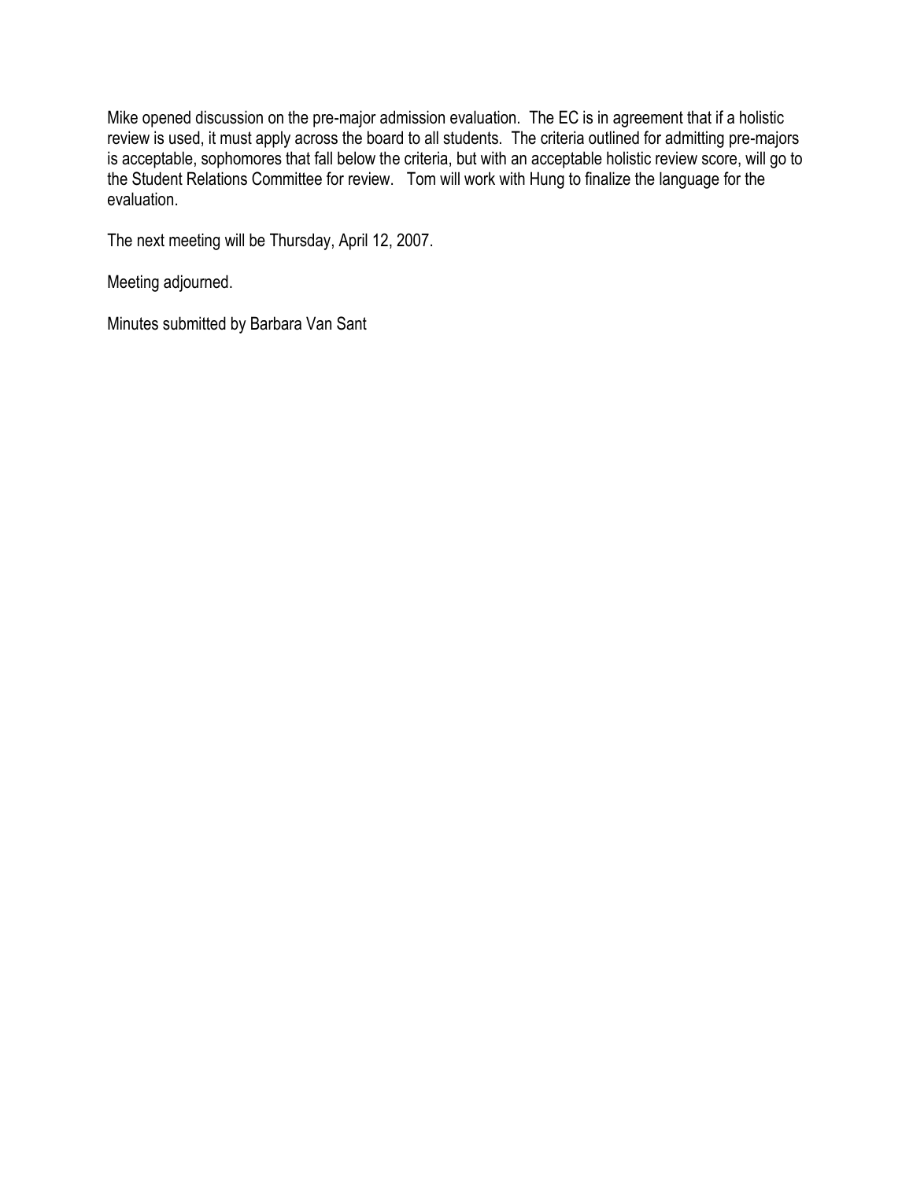Mike opened discussion on the pre-major admission evaluation. The EC is in agreement that if a holistic review is used, it must apply across the board to all students. The criteria outlined for admitting pre-majors is acceptable, sophomores that fall below the criteria, but with an acceptable holistic review score, will go to the Student Relations Committee for review. Tom will work with Hung to finalize the language for the evaluation.

The next meeting will be Thursday, April 12, 2007.

Meeting adjourned.

Minutes submitted by Barbara Van Sant